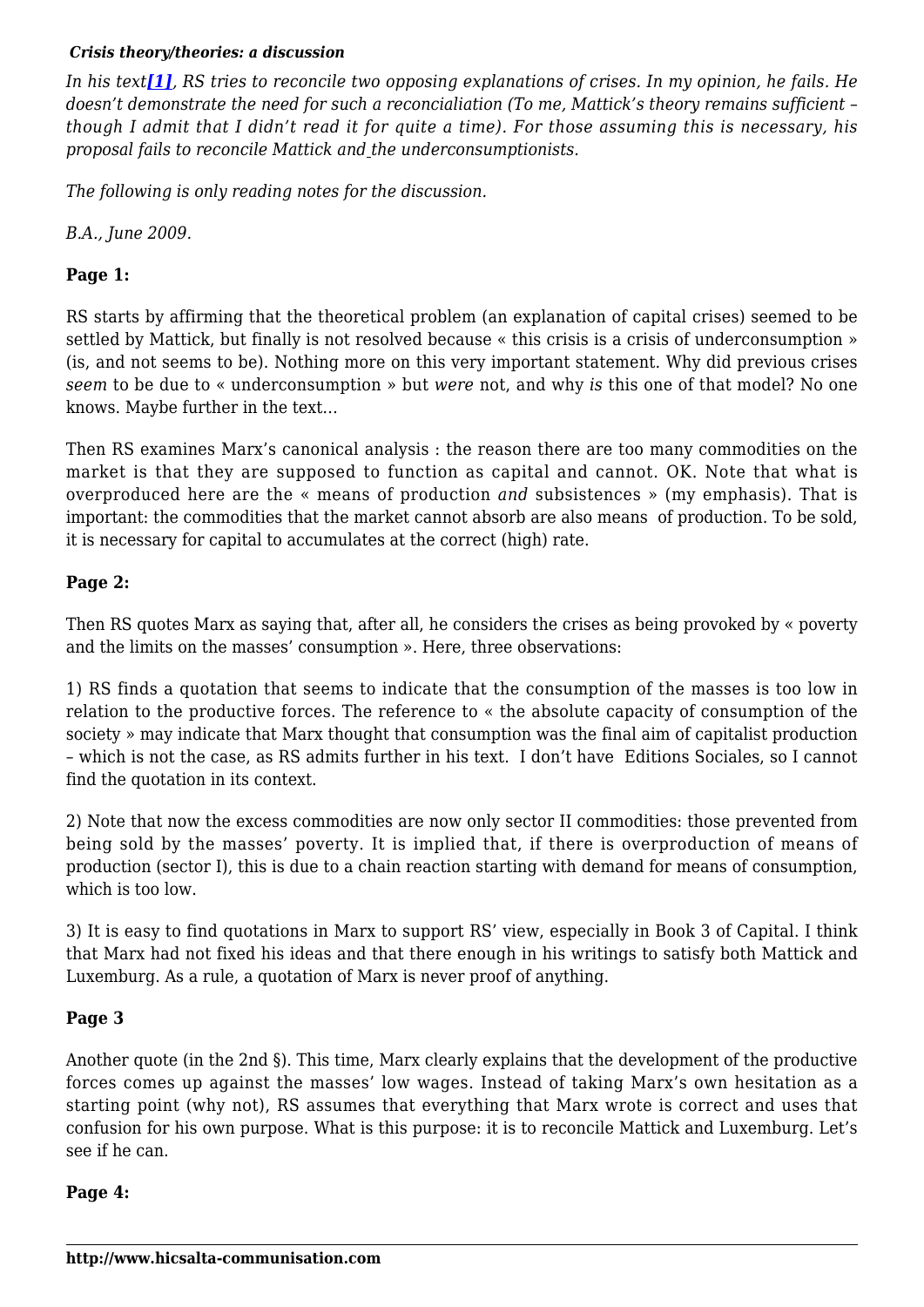***Crisis theory/theories: a discussion***

*In his text[1], RS tries to reconcile two opposing explanations of crises. In my opinion, he fails. He doesn't demonstrate the need for such a reconcialiation (To me, Mattick's theory remains sufficient – though I admit that I didn't read it for quite a time). For those assuming this is necessary, his proposal fails to reconcile Mattick and the underconsumptionists.*

*The following is only reading notes for the discussion.*

*B.A., June 2009.*

**Page 1:**

RS starts by affirming that the theoretical problem (an explanation of capital crises) seemed to be settled by Mattick, but finally is not resolved because « this crisis is a crisis of underconsumption » (is, and not seems to be). Nothing more on this very important statement. Why did previous crises *seem* to be due to « underconsumption » but *were* not, and why *is* this one of that model? No one knows. Maybe further in the text…

Then RS examines Marx's canonical analysis : the reason there are too many commodities on the market is that they are supposed to function as capital and cannot. OK. Note that what is overproduced here are the « means of production *and* subsistences » (my emphasis). That is important: the commodities that the market cannot absorb are also means of production. To be sold, it is necessary for capital to accumulates at the correct (high) rate.

**Page 2:**

Then RS quotes Marx as saying that, after all, he considers the crises as being provoked by « poverty and the limits on the masses' consumption ». Here, three observations:

1) RS finds a quotation that seems to indicate that the consumption of the masses is too low in relation to the productive forces. The reference to « the absolute capacity of consumption of the society » may indicate that Marx thought that consumption was the final aim of capitalist production – which is not the case, as RS admits further in his text. I don't have Editions Sociales, so I cannot find the quotation in its context.

2) Note that now the excess commodities are now only sector II commodities: those prevented from being sold by the masses' poverty. It is implied that, if there is overproduction of means of production (sector I), this is due to a chain reaction starting with demand for means of consumption, which is too low.

3) It is easy to find quotations in Marx to support RS' view, especially in Book 3 of Capital. I think that Marx had not fixed his ideas and that there enough in his writings to satisfy both Mattick and Luxemburg. As a rule, a quotation of Marx is never proof of anything.

**Page 3**

Another quote (in the 2nd §). This time, Marx clearly explains that the development of the productive forces comes up against the masses' low wages. Instead of taking Marx's own hesitation as a starting point (why not), RS assumes that everything that Marx wrote is correct and uses that confusion for his own purpose. What is this purpose: it is to reconcile Mattick and Luxemburg. Let's see if he can.

**Page 4:**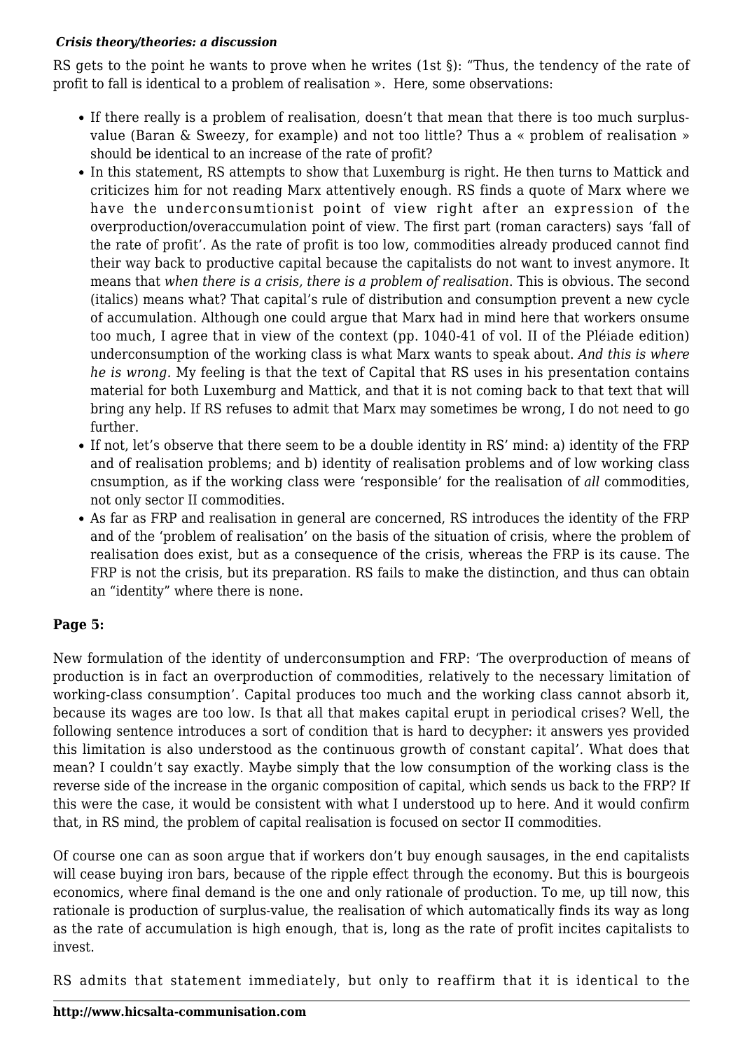RS gets to the point he wants to prove when he writes (1st §): “Thus, the tendency of the rate of profit to fall is identical to a problem of realisation ». Here, some observations:

- If there really is a problem of realisation, doesn’t that mean that there is too much surplus-value (Baran & Sweezy, for example) and not too little? Thus a « problem of realisation » should be identical to an increase of the rate of profit?
- In this statement, RS attempts to show that Luxemburg is right. He then turns to Mattick and criticizes him for not reading Marx attentively enough. RS finds a quote of Marx where we have the underconsumtionist point of view right after an expression of the overproduction/overaccumulation point of view. The first part (roman caracters) says ‘fall of the rate of profit’. As the rate of profit is too low, commodities already produced cannot find their way back to productive capital because the capitalists do not want to invest anymore. It means that *when there is a crisis, there is a problem of realisation*. This is obvious. The second (italics) means what? That capital’s rule of distribution and consumption prevent a new cycle of accumulation. Although one could argue that Marx had in mind here that workers onsume too much, I agree that in view of the context (pp. 1040-41 of vol. II of the Pléiade edition) underconsumption of the working class is what Marx wants to speak about. *And this is where he is wrong.* My feeling is that the text of Capital that RS uses in his presentation contains material for both Luxemburg and Mattick, and that it is not coming back to that text that will bring any help. If RS refuses to admit that Marx may sometimes be wrong, I do not need to go further.
- If not, let’s observe that there seem to be a double identity in RS’ mind: a) identity of the FRP and of realisation problems; and b) identity of realisation problems and of low working class cnsumption, as if the working class were ‘responsible’ for the realisation of *all* commodities, not only sector II commodities.
- As far as FRP and realisation in general are concerned, RS introduces the identity of the FRP and of the ‘problem of realisation’ on the basis of the situation of crisis, where the problem of realisation does exist, but as a consequence of the crisis, whereas the FRP is its cause. The FRP is not the crisis, but its preparation. RS fails to make the distinction, and thus can obtain an “identity” where there is none.

**Page 5:**

New formulation of the identity of underconsumption and FRP: ‘The overproduction of means of production is in fact an overproduction of commodities, relatively to the necessary limitation of working-class consumption’. Capital produces too much and the working class cannot absorb it, because its wages are too low. Is that all that makes capital erupt in periodical crises? Well, the following sentence introduces a sort of condition that is hard to decypher: it answers yes provided this limitation is also understood as the continuous growth of constant capital’. What does that mean? I couldn’t say exactly. Maybe simply that the low consumption of the working class is the reverse side of the increase in the organic composition of capital, which sends us back to the FRP? If this were the case, it would be consistent with what I understood up to here. And it would confirm that, in RS mind, the problem of capital realisation is focused on sector II commodities.

Of course one can as soon argue that if workers don’t buy enough sausages, in the end capitalists will cease buying iron bars, because of the ripple effect through the economy. But this is bourgeois economics, where final demand is the one and only rationale of production. To me, up till now, this rationale is production of surplus-value, the realisation of which automatically finds its way as long as the rate of accumulation is high enough, that is, long as the rate of profit incites capitalists to invest.

RS admits that statement immediately, but only to reaffirm that it is identical to the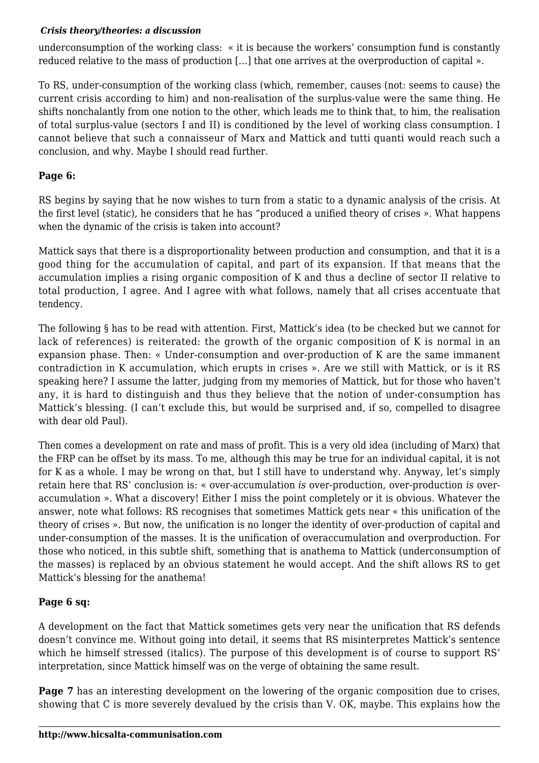underconsumption of the working class: « it is because the workers' consumption fund is constantly reduced relative to the mass of production […] that one arrives at the overproduction of capital ».

To RS, under-consumption of the working class (which, remember, causes (not: seems to cause) the current crisis according to him) and non-realisation of the surplus-value were the same thing. He shifts nonchalantly from one notion to the other, which leads me to think that, to him, the realisation of total surplus-value (sectors I and II) is conditioned by the level of working class consumption. I cannot believe that such a connaisseur of Marx and Mattick and tutti quanti would reach such a conclusion, and why. Maybe I should read further.

**Page 6:**

RS begins by saying that he now wishes to turn from a static to a dynamic analysis of the crisis. At the first level (static), he considers that he has "produced a unified theory of crises ». What happens when the dynamic of the crisis is taken into account?

Mattick says that there is a disproportionality between production and consumption, and that it is a good thing for the accumulation of capital, and part of its expansion. If that means that the accumulation implies a rising organic composition of K and thus a decline of sector II relative to total production, I agree. And I agree with what follows, namely that all crises accentuate that tendency.

The following § has to be read with attention. First, Mattick's idea (to be checked but we cannot for lack of references) is reiterated: the growth of the organic composition of K is normal in an expansion phase. Then: « Under-consumption and over-production of K are the same immanent contradiction in K accumulation, which erupts in crises ». Are we still with Mattick, or is it RS speaking here? I assume the latter, judging from my memories of Mattick, but for those who haven't any, it is hard to distinguish and thus they believe that the notion of under-consumption has Mattick's blessing. (I can't exclude this, but would be surprised and, if so, compelled to disagree with dear old Paul).

Then comes a development on rate and mass of profit. This is a very old idea (including of Marx) that the FRP can be offset by its mass. To me, although this may be true for an individual capital, it is not for K as a whole. I may be wrong on that, but I still have to understand why. Anyway, let's simply retain here that RS' conclusion is: « over-accumulation *is* over-production, over-production *is* over-accumulation ». What a discovery! Either I miss the point completely or it is obvious. Whatever the answer, note what follows: RS recognises that sometimes Mattick gets near « this unification of the theory of crises ». But now, the unification is no longer the identity of over-production of capital and under-consumption of the masses. It is the unification of overaccumulation and overproduction. For those who noticed, in this subtle shift, something that is anathema to Mattick (underconsumption of the masses) is replaced by an obvious statement he would accept. And the shift allows RS to get Mattick's blessing for the anathema!

**Page 6 sq:**

A development on the fact that Mattick sometimes gets very near the unification that RS defends doesn't convince me. Without going into detail, it seems that RS misinterpretes Mattick's sentence which he himself stressed (italics). The purpose of this development is of course to support RS' interpretation, since Mattick himself was on the verge of obtaining the same result.

**Page 7** has an interesting development on the lowering of the organic composition due to crises, showing that C is more severely devalued by the crisis than V. OK, maybe. This explains how the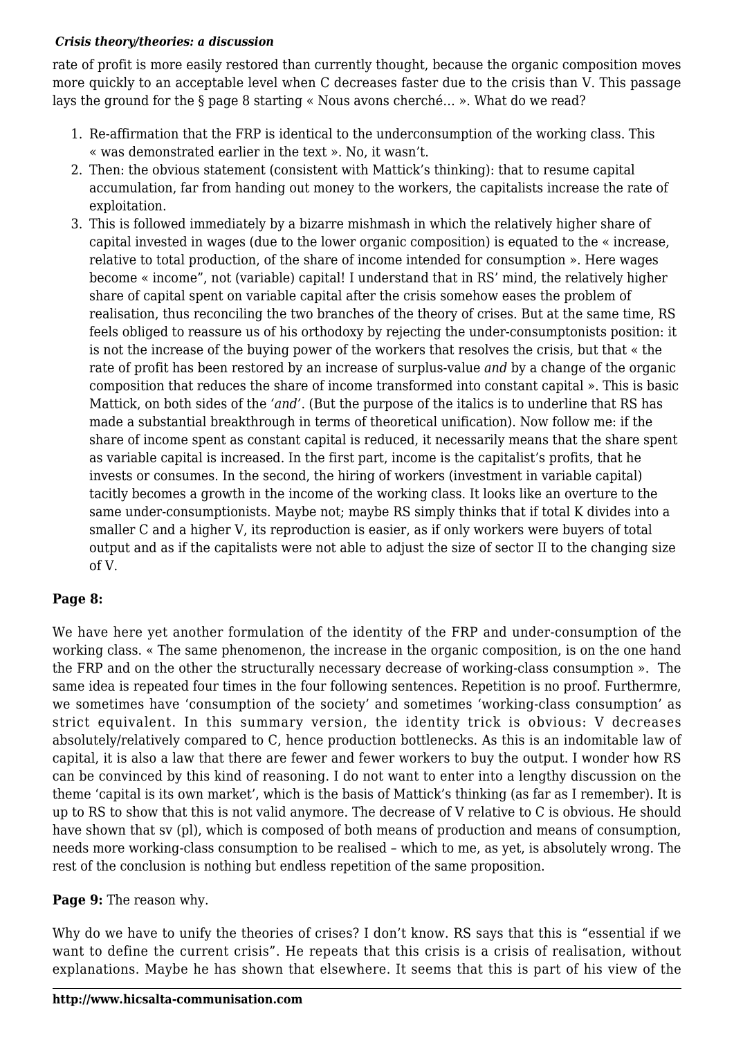rate of profit is more easily restored than currently thought, because the organic composition moves more quickly to an acceptable level when C decreases faster due to the crisis than V. This passage lays the ground for the § page 8 starting « Nous avons cherché… ». What do we read?

1. Re-affirmation that the FRP is identical to the underconsumption of the working class. This « was demonstrated earlier in the text ». No, it wasn't.
2. Then: the obvious statement (consistent with Mattick's thinking): that to resume capital accumulation, far from handing out money to the workers, the capitalists increase the rate of exploitation.
3. This is followed immediately by a bizarre mishmash in which the relatively higher share of capital invested in wages (due to the lower organic composition) is equated to the « increase, relative to total production, of the share of income intended for consumption ». Here wages become « income", not (variable) capital! I understand that in RS' mind, the relatively higher share of capital spent on variable capital after the crisis somehow eases the problem of realisation, thus reconciling the two branches of the theory of crises. But at the same time, RS feels obliged to reassure us of his orthodoxy by rejecting the under-consumptonists position: it is not the increase of the buying power of the workers that resolves the crisis, but that « the rate of profit has been restored by an increase of surplus-value *and* by a change of the organic composition that reduces the share of income transformed into constant capital ». This is basic Mattick, on both sides of the '*and*'. (But the purpose of the italics is to underline that RS has made a substantial breakthrough in terms of theoretical unification). Now follow me: if the share of income spent as constant capital is reduced, it necessarily means that the share spent as variable capital is increased. In the first part, income is the capitalist's profits, that he invests or consumes. In the second, the hiring of workers (investment in variable capital) tacitly becomes a growth in the income of the working class. It looks like an overture to the same under-consumptionists. Maybe not; maybe RS simply thinks that if total K divides into a smaller C and a higher V, its reproduction is easier, as if only workers were buyers of total output and as if the capitalists were not able to adjust the size of sector II to the changing size of V.

**Page 8:**

We have here yet another formulation of the identity of the FRP and under-consumption of the working class. « The same phenomenon, the increase in the organic composition, is on the one hand the FRP and on the other the structurally necessary decrease of working-class consumption ». The same idea is repeated four times in the four following sentences. Repetition is no proof. Furthermre, we sometimes have 'consumption of the society' and sometimes 'working-class consumption' as strict equivalent. In this summary version, the identity trick is obvious: V decreases absolutely/relatively compared to C, hence production bottlenecks. As this is an indomitable law of capital, it is also a law that there are fewer and fewer workers to buy the output. I wonder how RS can be convinced by this kind of reasoning. I do not want to enter into a lengthy discussion on the theme 'capital is its own market', which is the basis of Mattick's thinking (as far as I remember). It is up to RS to show that this is not valid anymore. The decrease of V relative to C is obvious. He should have shown that sv (pl), which is composed of both means of production and means of consumption, needs more working-class consumption to be realised – which to me, as yet, is absolutely wrong. The rest of the conclusion is nothing but endless repetition of the same proposition.

**Page 9:** The reason why.

Why do we have to unify the theories of crises? I don't know. RS says that this is "essential if we want to define the current crisis". He repeats that this crisis is a crisis of realisation, without explanations. Maybe he has shown that elsewhere. It seems that this is part of his view of the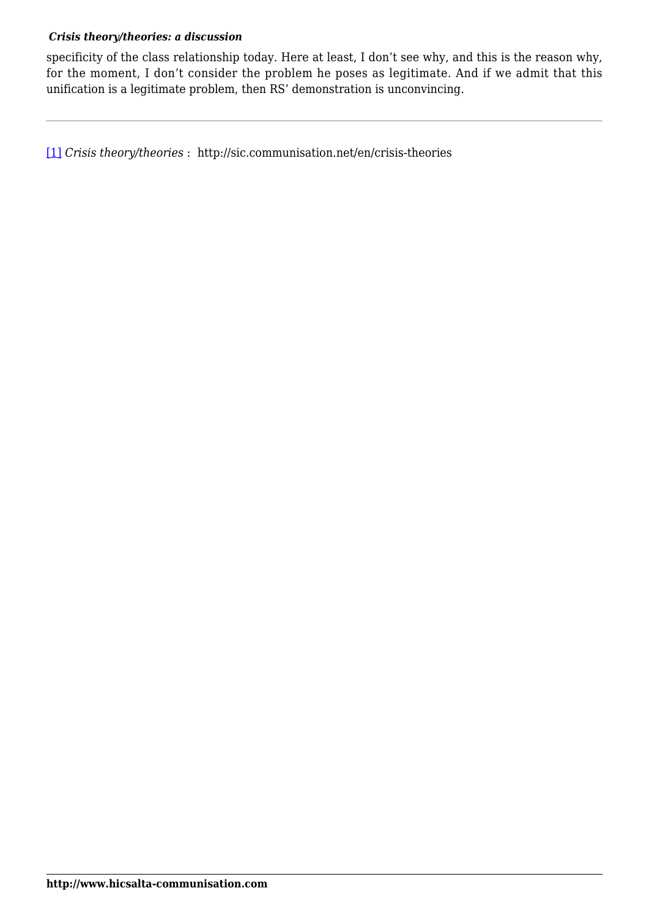specificity of the class relationship today. Here at least, I don't see why, and this is the reason why, for the moment, I don't consider the problem he poses as legitimate. And if we admit that this unification is a legitimate problem, then RS' demonstration is unconvincing.

---

[1] *Crisis theory/theories* : http://sic.communisation.net/en/crisis-theories